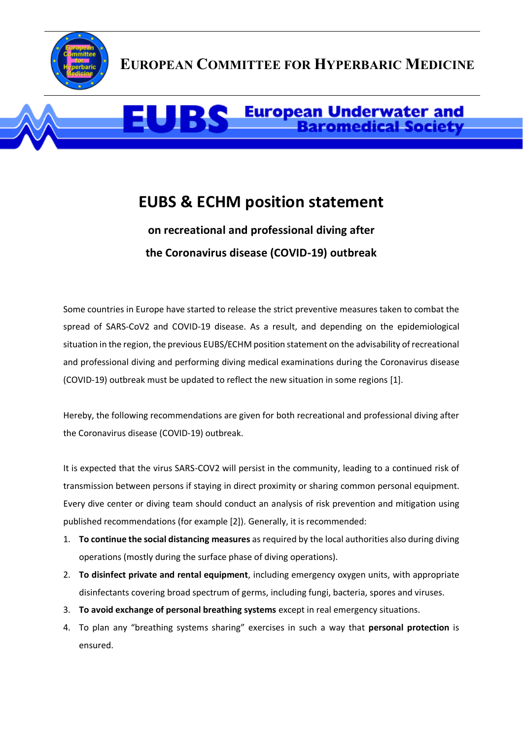**EUROPEAN COMMITTEE FOR HYPERBARIC MEDICINE**

**EUBS European Underwater and Baromedical Society**

# EUBS & ECHM position statement

## on recreational and professional diving after the Coronavirus disease (COVID-19) outbreak

Some countries in Europe have started to release the strict preventive measures taken to combat the spread of SARS-CoV2 and COVID-19 disease. As a result, and depending on the epidemiological situation in the region, the previous EUBS/ECHM position statement on the advisability of recreational and professional diving and performing diving medical examinations during the Coronavirus disease (COVID-19) outbreak must be updated to reflect the new situation in some regions [1].

Hereby, the following recommendations are given for both recreational and professional diving after the Coronavirus disease (COVID-19) outbreak.

It is expected that the virus SARS-COV2 will persist in the community, leading to a continued risk of transmission between persons if staying in direct proximity or sharing common personal equipment. Every dive center or diving team should conduct an analysis of risk prevention and mitigation using published recommendations (for example [2]). Generally, it is recommended:

1. **To continue the social distancing measures** as required by the local authorities also during diving operations (mostly during the surface phase of diving operations).
2. **To disinfect private and rental equipment**, including emergency oxygen units, with appropriate disinfectants covering broad spectrum of germs, including fungi, bacteria, spores and viruses.
3. **To avoid exchange of personal breathing systems** except in real emergency situations.
4. To plan any "breathing systems sharing" exercises in such a way that **personal protection** is ensured.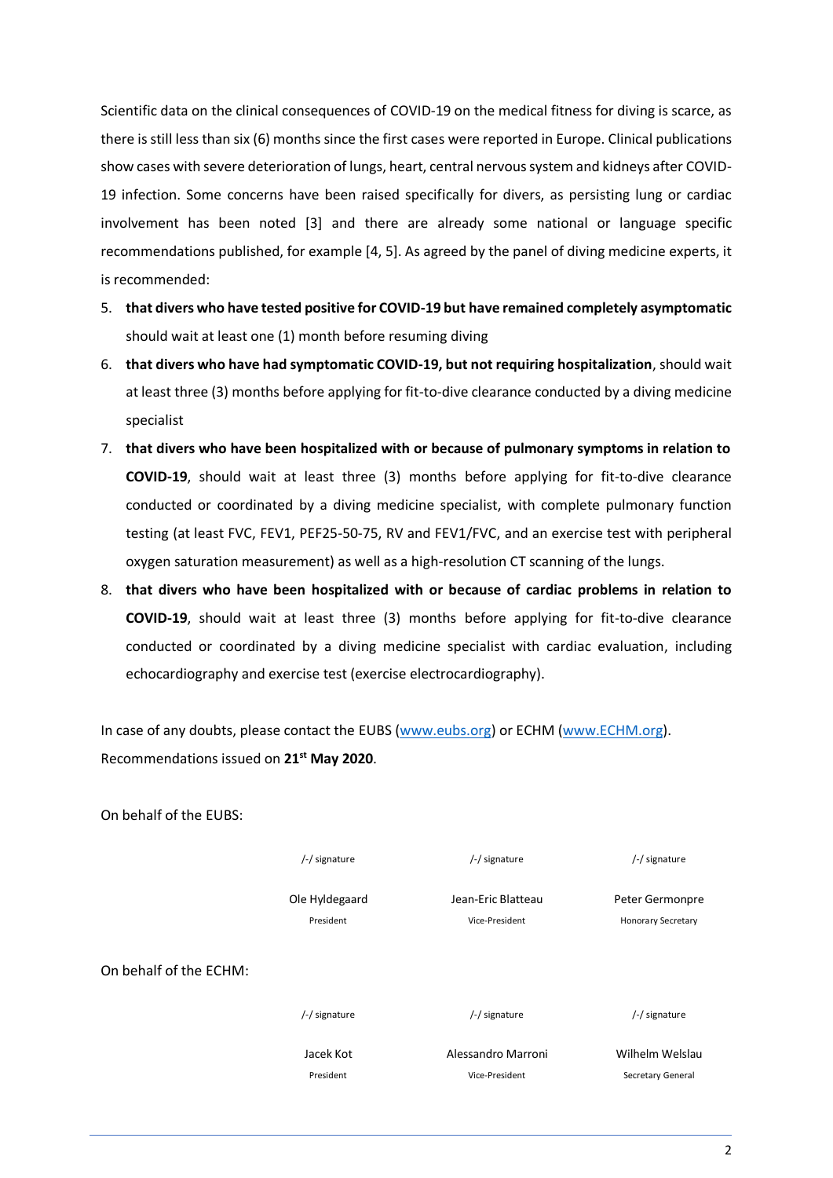Scientific data on the clinical consequences of COVID-19 on the medical fitness for diving is scarce, as there is still less than six (6) months since the first cases were reported in Europe. Clinical publications show cases with severe deterioration of lungs, heart, central nervous system and kidneys after COVID-19 infection. Some concerns have been raised specifically for divers, as persisting lung or cardiac involvement has been noted [3] and there are already some national or language specific recommendations published, for example [4, 5]. As agreed by the panel of diving medicine experts, it is recommended:

5. **that divers who have tested positive for COVID-19 but have remained completely asymptomatic** should wait at least one (1) month before resuming diving
6. **that divers who have had symptomatic COVID-19, but not requiring hospitalization**, should wait at least three (3) months before applying for fit-to-dive clearance conducted by a diving medicine specialist
7. **that divers who have been hospitalized with or because of pulmonary symptoms in relation to COVID-19**, should wait at least three (3) months before applying for fit-to-dive clearance conducted or coordinated by a diving medicine specialist, with complete pulmonary function testing (at least FVC, FEV1, PEF25-50-75, RV and FEV1/FVC, and an exercise test with peripheral oxygen saturation measurement) as well as a high-resolution CT scanning of the lungs.
8. **that divers who have been hospitalized with or because of cardiac problems in relation to COVID-19**, should wait at least three (3) months before applying for fit-to-dive clearance conducted or coordinated by a diving medicine specialist with cardiac evaluation, including echocardiography and exercise test (exercise electrocardiography).

In case of any doubts, please contact the EUBS (www.eubs.org) or ECHM (www.ECHM.org).
Recommendations issued on **21st May 2020**.

On behalf of the EUBS:

| /-/ signature | /-/ signature | /-/ signature |
|---|---|---|
| Ole Hyldegaard | Jean-Eric Blatteau | Peter Germonpre |
| President | Vice-President | Honorary Secretary |

On behalf of the ECHM:

| /-/ signature | /-/ signature | /-/ signature |
|---|---|---|
| Jacek Kot | Alessandro Marroni | Wilhelm Welslau |
| President | Vice-President | Secretary General |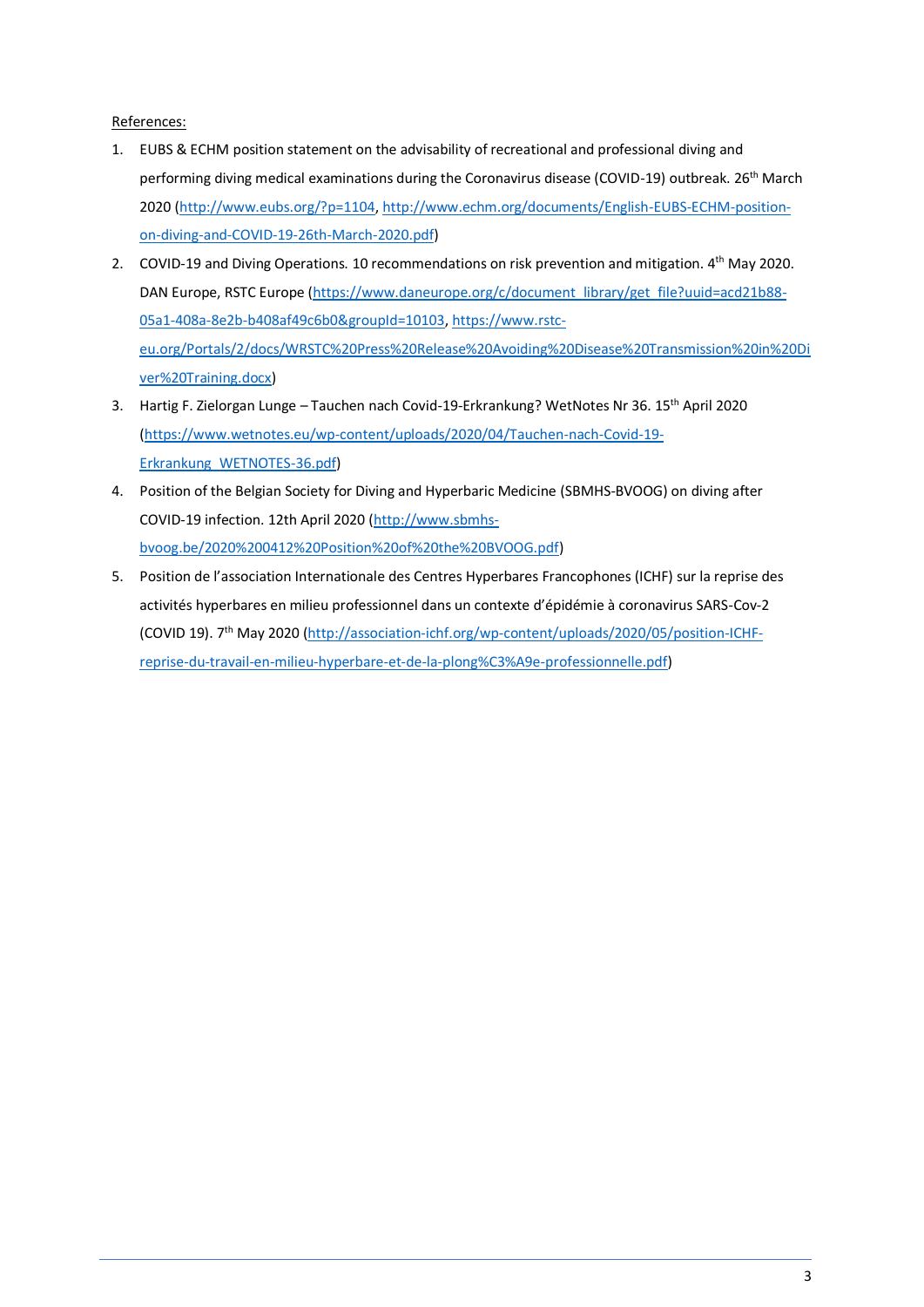References:

1. EUBS & ECHM position statement on the advisability of recreational and professional diving and performing diving medical examinations during the Coronavirus disease (COVID-19) outbreak. 26th March 2020 (http://www.eubs.org/?p=1104, http://www.echm.org/documents/English-EUBS-ECHM-position-on-diving-and-COVID-19-26th-March-2020.pdf)
2. COVID-19 and Diving Operations. 10 recommendations on risk prevention and mitigation. 4th May 2020. DAN Europe, RSTC Europe (https://www.daneurope.org/c/document_library/get_file?uuid=acd21b88-05a1-408a-8e2b-b408af49c6b0&groupId=10103, https://www.rstc-eu.org/Portals/2/docs/WRSTC%20Press%20Release%20Avoiding%20Disease%20Transmission%20in%20Diver%20Training.docx)
3. Hartig F. Zielorgan Lunge – Tauchen nach Covid-19-Erkrankung? WetNotes Nr 36. 15th April 2020 (https://www.wetnotes.eu/wp-content/uploads/2020/04/Tauchen-nach-Covid-19-Erkrankung_WETNOTES-36.pdf)
4. Position of the Belgian Society for Diving and Hyperbaric Medicine (SBMHS-BVOOG) on diving after COVID-19 infection. 12th April 2020 (http://www.sbmhs-bvoog.be/2020%200412%20Position%20of%20the%20BVOOG.pdf)
5. Position de l'association Internationale des Centres Hyperbares Francophones (ICHF) sur la reprise des activités hyperbares en milieu professionnel dans un contexte d'épidémie à coronavirus SARS-Cov-2 (COVID 19). 7th May 2020 (http://association-ichf.org/wp-content/uploads/2020/05/position-ICHF-reprise-du-travail-en-milieu-hyperbare-et-de-la-plong%C3%A9e-professionnelle.pdf)